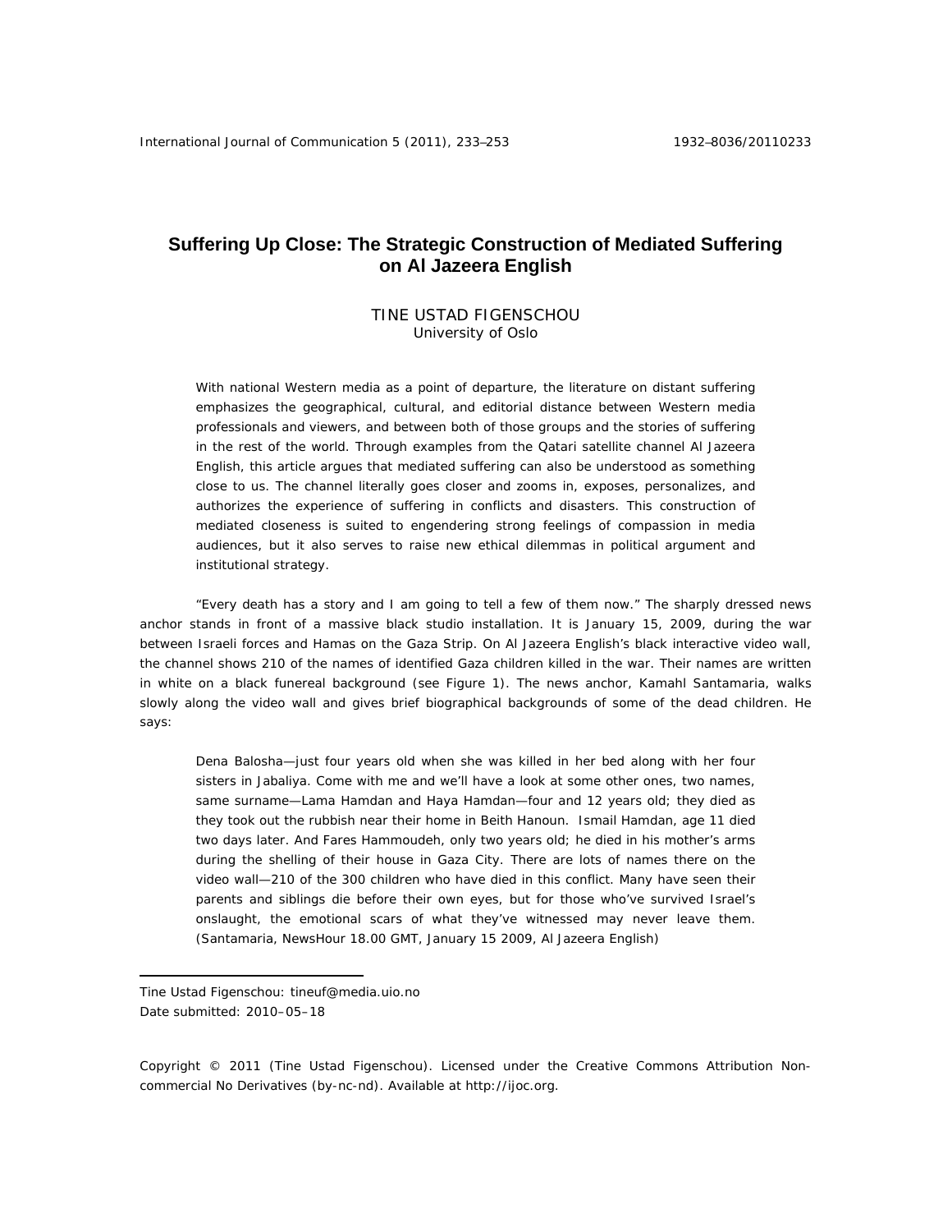# Suffering Up Close: The Strategic Construction of Mediated Suffering on Al Jazeera English

TINE USTAD FIGENSCHOU
University of Oslo

> With national Western media as a point of departure, the literature on distant suffering emphasizes the geographical, cultural, and editorial distance between Western media professionals and viewers, and between both of those groups and the stories of suffering in the rest of the world. Through examples from the Qatari satellite channel Al Jazeera English, this article argues that mediated suffering can also be understood as something close to us. The channel literally goes closer and zooms in, exposes, personalizes, and authorizes the experience of suffering in conflicts and disasters. This construction of mediated closeness is suited to engendering strong feelings of compassion in media audiences, but it also serves to raise new ethical dilemmas in political argument and institutional strategy.

"Every death has a story and I am going to tell a few of them now." The sharply dressed news anchor stands in front of a massive black studio installation. It is January 15, 2009, during the war between Israeli forces and Hamas on the Gaza Strip. On Al Jazeera English's black interactive video wall, the channel shows 210 of the names of identified Gaza children killed in the war. Their names are written in white on a black funereal background (see Figure 1). The news anchor, Kamahl Santamaria, walks slowly along the video wall and gives brief biographical backgrounds of some of the dead children. He says:

> Dena Balosha—just four years old when she was killed in her bed along with her four sisters in Jabaliya. Come with me and we'll have a look at some other ones, two names, same surname—Lama Hamdan and Haya Hamdan—four and 12 years old; they died as they took out the rubbish near their home in Beith Hanoun. Ismail Hamdan, age 11 died two days later. And Fares Hammoudeh, only two years old; he died in his mother's arms during the shelling of their house in Gaza City. There are lots of names there on the video wall—210 of the 300 children who have died in this conflict. Many have seen their parents and siblings die before their own eyes, but for those who've survived Israel's onslaught, the emotional scars of what they've witnessed may never leave them. (Santamaria, NewsHour 18.00 GMT, January 15 2009, Al Jazeera English)

Tine Ustad Figenschou: tineuf@media.uio.no
Date submitted: 2010–05–18

Copyright © 2011 (Tine Ustad Figenschou). Licensed under the Creative Commons Attribution Non-commercial No Derivatives (by-nc-nd). Available at http://ijoc.org.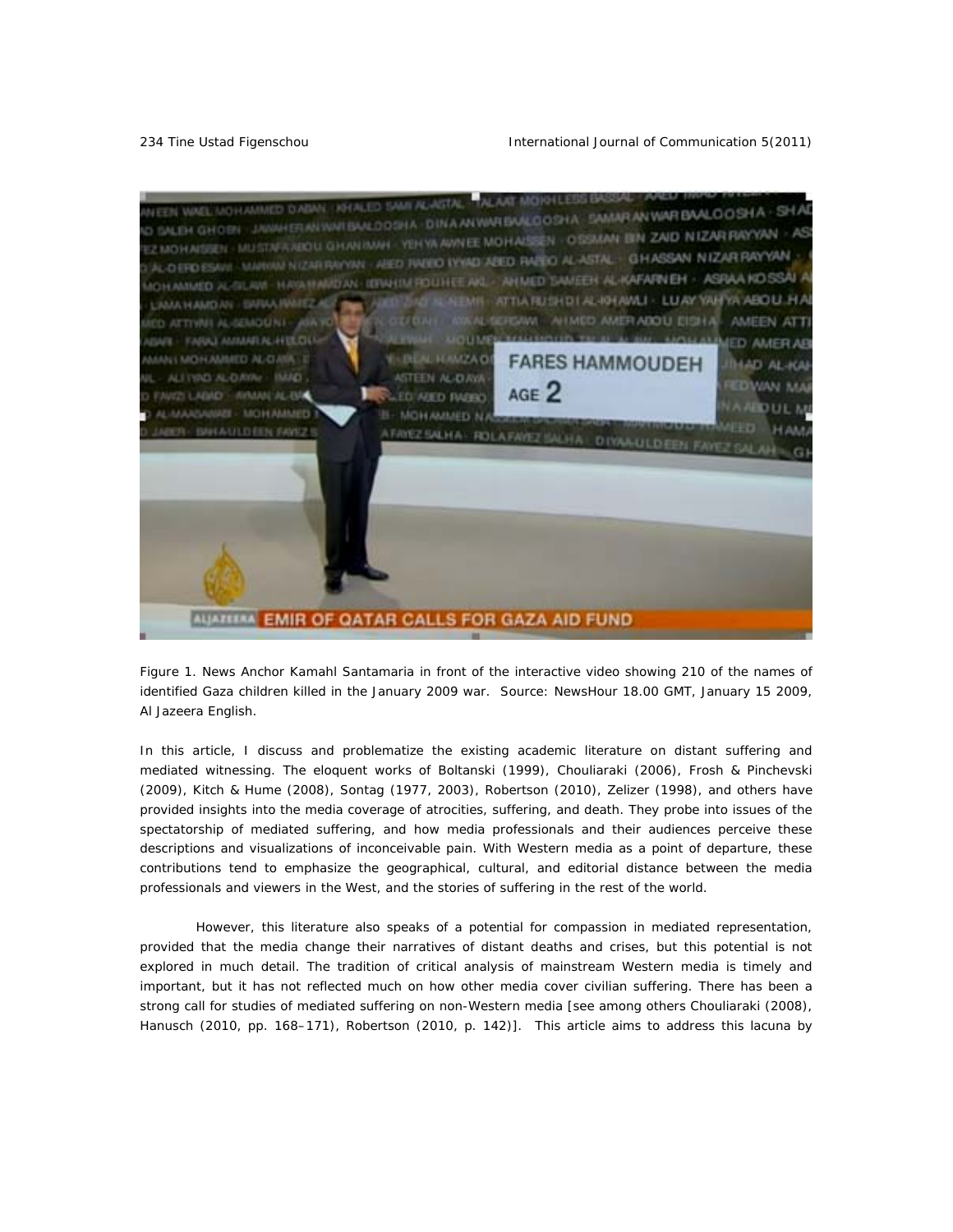Figure 1. News Anchor Kamahl Santamaria in front of the interactive video showing 210 of the names of identified Gaza children killed in the January 2009 war. Source: NewsHour 18.00 GMT, January 15 2009, Al Jazeera English.

In this article, I discuss and problematize the existing academic literature on distant suffering and mediated witnessing. The eloquent works of Boltanski (1999), Chouliaraki (2006), Frosh & Pinchevski (2009), Kitch & Hume (2008), Sontag (1977, 2003), Robertson (2010), Zelizer (1998), and others have provided insights into the media coverage of atrocities, suffering, and death. They probe into issues of the spectatorship of mediated suffering, and how media professionals and their audiences perceive these descriptions and visualizations of inconceivable pain. With Western media as a point of departure, these contributions tend to emphasize the geographical, cultural, and editorial distance between the media professionals and viewers in the West, and the stories of suffering in the rest of the world.

However, this literature also speaks of a potential for compassion in mediated representation, provided that the media change their narratives of distant deaths and crises, but this potential is not explored in much detail. The tradition of critical analysis of mainstream Western media is timely and important, but it has not reflected much on how other media cover civilian suffering. There has been a strong call for studies of mediated suffering on non-Western media [see among others Chouliaraki (2008), Hanusch (2010, pp. 168–171), Robertson (2010, p. 142)]. This article aims to address this lacuna by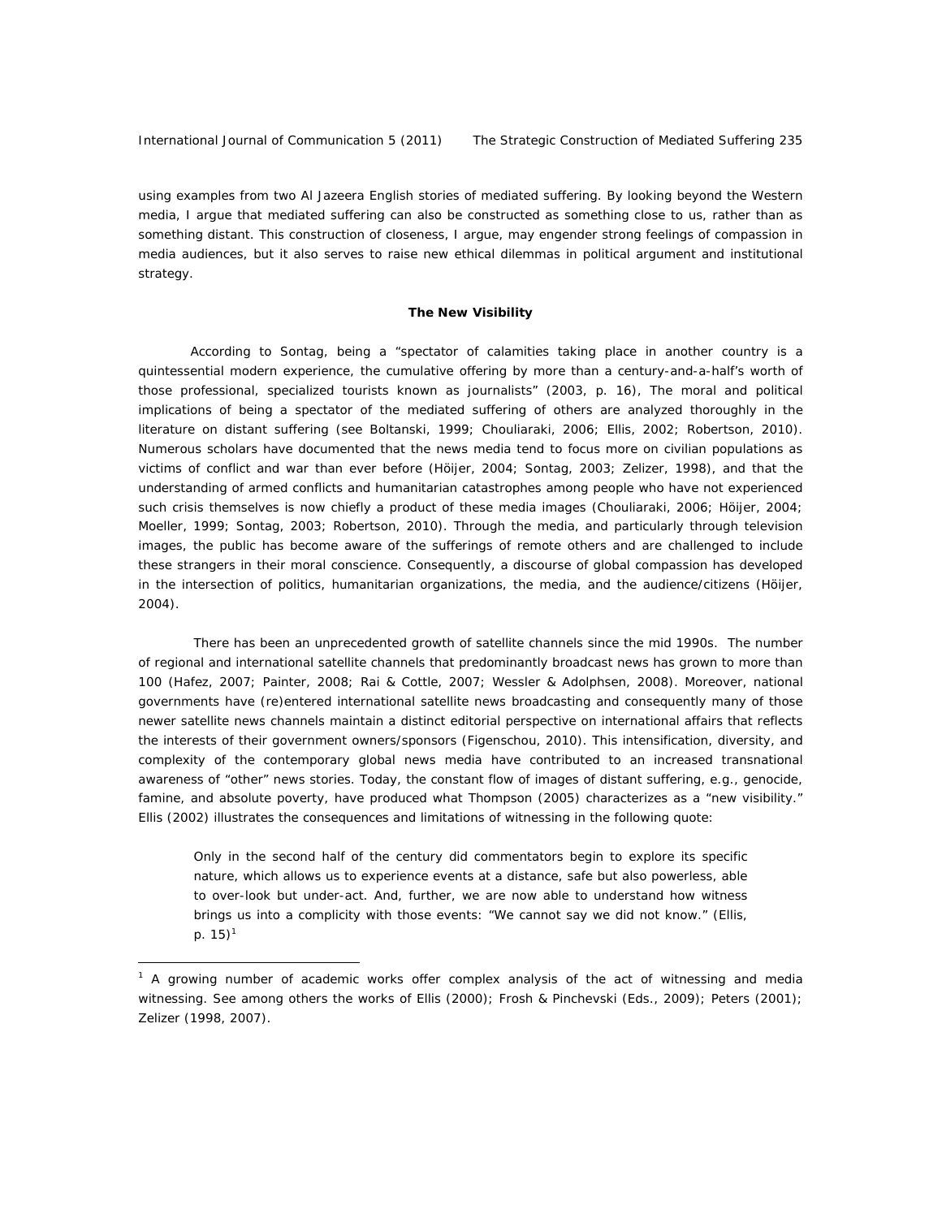using examples from two Al Jazeera English stories of mediated suffering. By looking beyond the Western media, I argue that mediated suffering can also be constructed as something close to us, rather than as something distant. This construction of closeness, I argue, may engender strong feelings of compassion in media audiences, but it also serves to raise new ethical dilemmas in political argument and institutional strategy.

## The New Visibility

According to Sontag, being a "spectator of calamities taking place in another country is a quintessential modern experience, the cumulative offering by more than a century-and-a-half's worth of those professional, specialized tourists known as journalists" (2003, p. 16), The moral and political implications of being a spectator of the mediated suffering of others are analyzed thoroughly in the literature on distant suffering (see Boltanski, 1999; Chouliaraki, 2006; Ellis, 2002; Robertson, 2010). Numerous scholars have documented that the news media tend to focus more on civilian populations as victims of conflict and war than ever before (Höijer, 2004; Sontag, 2003; Zelizer, 1998), and that the understanding of armed conflicts and humanitarian catastrophes among people who have not experienced such crisis themselves is now chiefly a product of these media images (Chouliaraki, 2006; Höijer, 2004; Moeller, 1999; Sontag, 2003; Robertson, 2010). Through the media, and particularly through television images, the public has become aware of the sufferings of remote others and are challenged to include these strangers in their moral conscience. Consequently, a discourse of global compassion has developed in the intersection of politics, humanitarian organizations, the media, and the audience/citizens (Höijer, 2004).

There has been an unprecedented growth of satellite channels since the mid 1990s. The number of regional and international satellite channels that predominantly broadcast news has grown to more than 100 (Hafez, 2007; Painter, 2008; Rai & Cottle, 2007; Wessler & Adolphsen, 2008). Moreover, national governments have (re)entered international satellite news broadcasting and consequently many of those newer satellite news channels maintain a distinct editorial perspective on international affairs that reflects the interests of their government owners/sponsors (Figenschou, 2010). This intensification, diversity, and complexity of the contemporary global news media have contributed to an increased transnational awareness of "other" news stories. Today, the constant flow of images of distant suffering, e.g., genocide, famine, and absolute poverty, have produced what Thompson (2005) characterizes as a "new visibility." Ellis (2002) illustrates the consequences and limitations of witnessing in the following quote:

> Only in the second half of the century did commentators begin to explore its specific nature, which allows us to experience events at a distance, safe but also powerless, able to over-look but under-act. And, further, we are now able to understand how witness brings us into a complicity with those events: "We cannot say we did not know." (Ellis, p. 15)[1]

[1] A growing number of academic works offer complex analysis of the act of witnessing and media witnessing. See among others the works of Ellis (2000); Frosh & Pinchevski (Eds., 2009); Peters (2001); Zelizer (1998, 2007).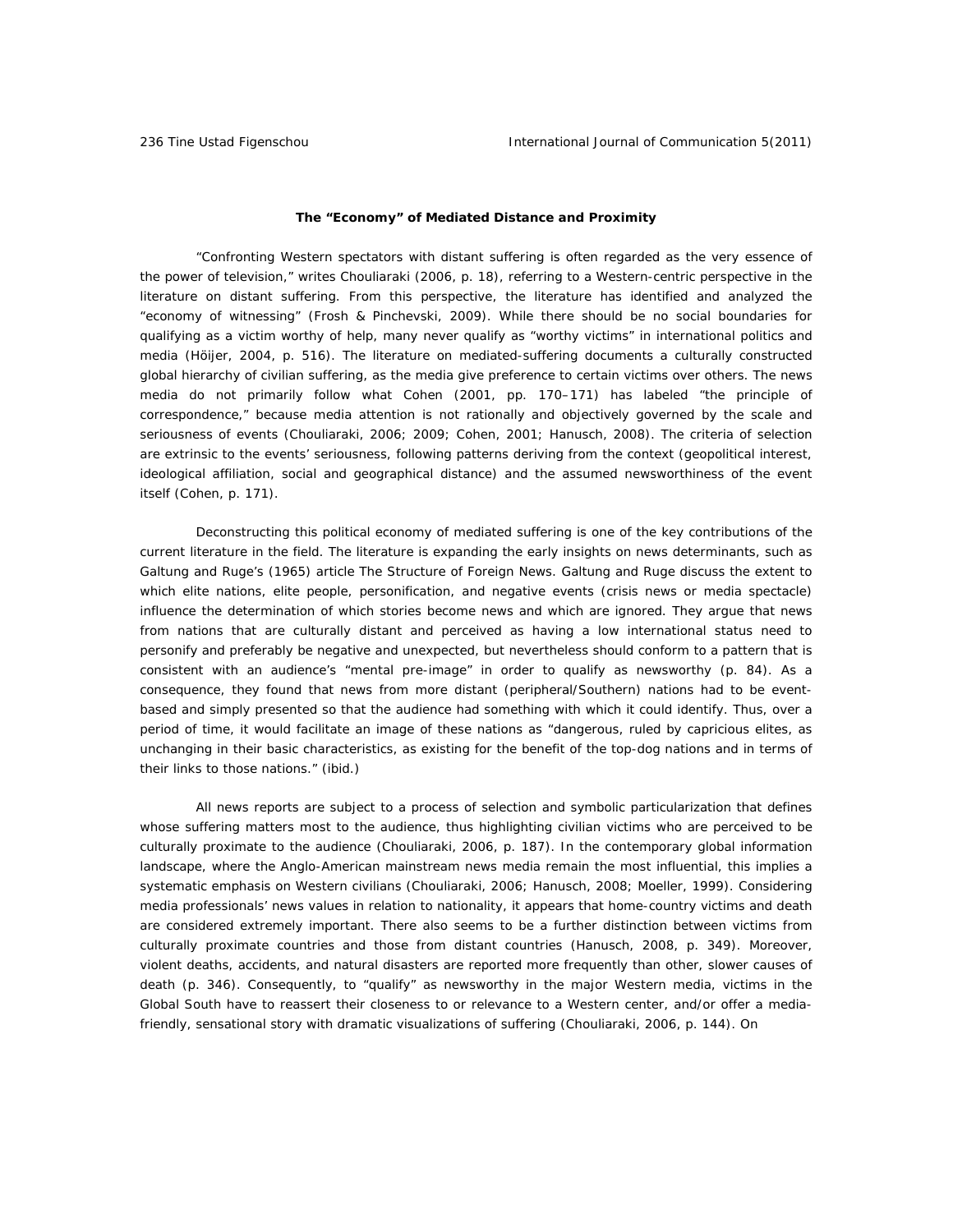### The "Economy" of Mediated Distance and Proximity

"Confronting Western spectators with distant suffering is often regarded as the very essence of the power of television," writes Chouliaraki (2006, p. 18), referring to a Western-centric perspective in the literature on distant suffering. From this perspective, the literature has identified and analyzed the "economy of witnessing" (Frosh & Pinchevski, 2009). While there should be no social boundaries for qualifying as a victim worthy of help, many never qualify as "worthy victims" in international politics and media (Höijer, 2004, p. 516). The literature on mediated-suffering documents a culturally constructed global hierarchy of civilian suffering, as the media give preference to certain victims over others. The news media do not primarily follow what Cohen (2001, pp. 170–171) has labeled "the principle of correspondence," because media attention is not rationally and objectively governed by the scale and seriousness of events (Chouliaraki, 2006; 2009; Cohen, 2001; Hanusch, 2008). The criteria of selection are extrinsic to the events' seriousness, following patterns deriving from the context (geopolitical interest, ideological affiliation, social and geographical distance) and the assumed newsworthiness of the event itself (Cohen, p. 171).

Deconstructing this political economy of mediated suffering is one of the key contributions of the current literature in the field. The literature is expanding the early insights on news determinants, such as Galtung and Ruge's (1965) article The Structure of Foreign News. Galtung and Ruge discuss the extent to which elite nations, elite people, personification, and negative events (crisis news or media spectacle) influence the determination of which stories become news and which are ignored. They argue that news from nations that are culturally distant and perceived as having a low international status need to personify and preferably be negative and unexpected, but nevertheless should conform to a pattern that is consistent with an audience's "mental pre-image" in order to qualify as newsworthy (p. 84). As a consequence, they found that news from more distant (peripheral/Southern) nations had to be event-based and simply presented so that the audience had something with which it could identify. Thus, over a period of time, it would facilitate an image of these nations as "dangerous, ruled by capricious elites, as unchanging in their basic characteristics, as existing for the benefit of the top-dog nations and in terms of their links to those nations." (ibid.)

All news reports are subject to a process of selection and symbolic particularization that defines whose suffering matters most to the audience, thus highlighting civilian victims who are perceived to be culturally proximate to the audience (Chouliaraki, 2006, p. 187). In the contemporary global information landscape, where the Anglo-American mainstream news media remain the most influential, this implies a systematic emphasis on Western civilians (Chouliaraki, 2006; Hanusch, 2008; Moeller, 1999). Considering media professionals' news values in relation to nationality, it appears that home-country victims and death are considered extremely important. There also seems to be a further distinction between victims from culturally proximate countries and those from distant countries (Hanusch, 2008, p. 349). Moreover, violent deaths, accidents, and natural disasters are reported more frequently than other, slower causes of death (p. 346). Consequently, to "qualify" as newsworthy in the major Western media, victims in the Global South have to reassert their closeness to or relevance to a Western center, and/or offer a media-friendly, sensational story with dramatic visualizations of suffering (Chouliaraki, 2006, p. 144). On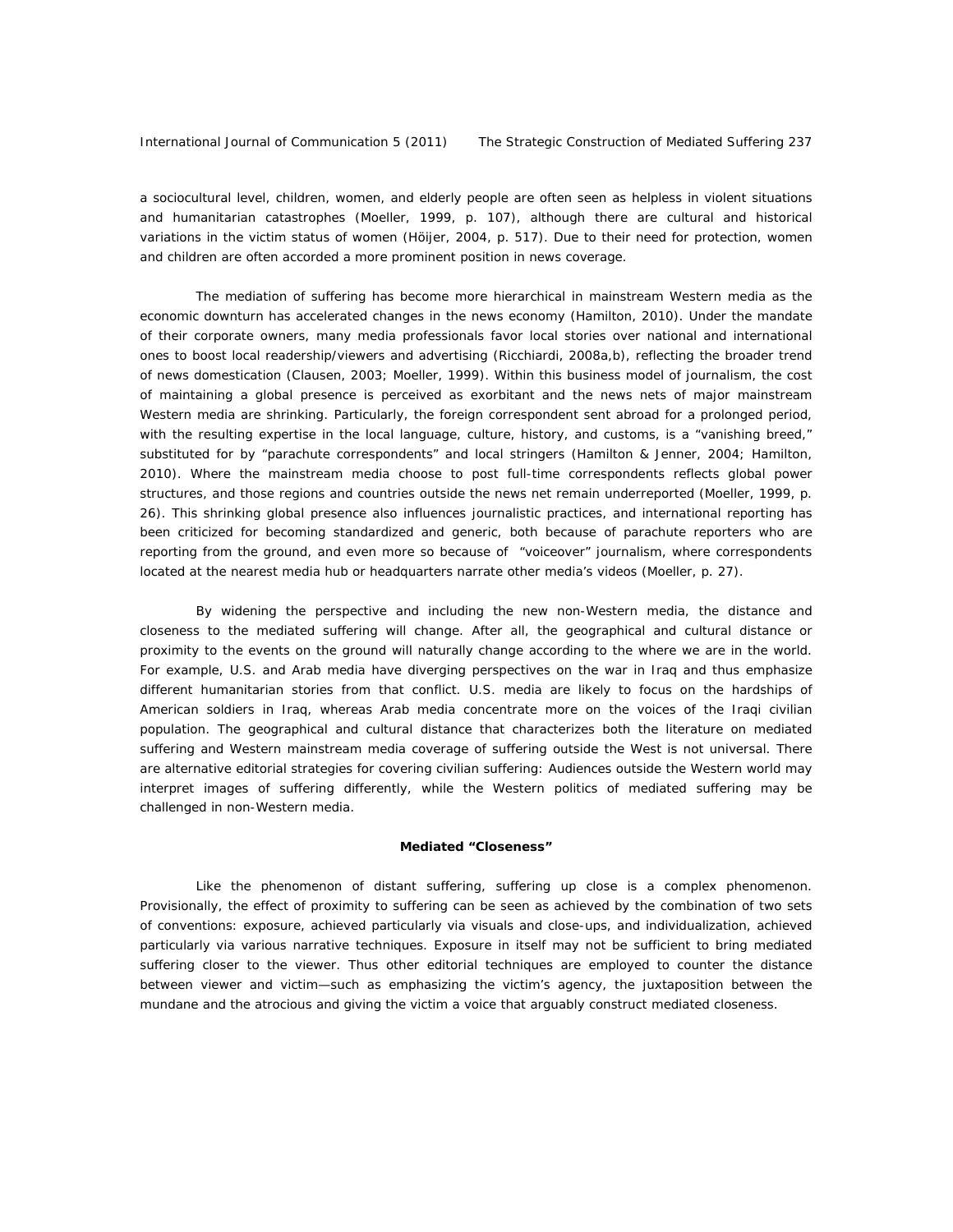a sociocultural level, children, women, and elderly people are often seen as helpless in violent situations and humanitarian catastrophes (Moeller, 1999, p. 107), although there are cultural and historical variations in the victim status of women (Höijer, 2004, p. 517). Due to their need for protection, women and children are often accorded a more prominent position in news coverage.

The mediation of suffering has become more hierarchical in mainstream Western media as the economic downturn has accelerated changes in the news economy (Hamilton, 2010). Under the mandate of their corporate owners, many media professionals favor local stories over national and international ones to boost local readership/viewers and advertising (Ricchiardi, 2008a,b), reflecting the broader trend of news domestication (Clausen, 2003; Moeller, 1999). Within this business model of journalism, the cost of maintaining a global presence is perceived as exorbitant and the news nets of major mainstream Western media are shrinking. Particularly, the foreign correspondent sent abroad for a prolonged period, with the resulting expertise in the local language, culture, history, and customs, is a "vanishing breed," substituted for by "parachute correspondents" and local stringers (Hamilton & Jenner, 2004; Hamilton, 2010). Where the mainstream media choose to post full-time correspondents reflects global power structures, and those regions and countries outside the news net remain underreported (Moeller, 1999, p. 26). This shrinking global presence also influences journalistic practices, and international reporting has been criticized for becoming standardized and generic, both because of parachute reporters who are reporting from the ground, and even more so because of "voiceover" journalism, where correspondents located at the nearest media hub or headquarters narrate other media's videos (Moeller, p. 27).

By widening the perspective and including the new non-Western media, the distance and closeness to the mediated suffering will change. After all, the geographical and cultural distance or proximity to the events on the ground will naturally change according to the where we are in the world. For example, U.S. and Arab media have diverging perspectives on the war in Iraq and thus emphasize different humanitarian stories from that conflict. U.S. media are likely to focus on the hardships of American soldiers in Iraq, whereas Arab media concentrate more on the voices of the Iraqi civilian population. The geographical and cultural distance that characterizes both the literature on mediated suffering and Western mainstream media coverage of suffering outside the West is not universal. There are alternative editorial strategies for covering civilian suffering: Audiences outside the Western world may interpret images of suffering differently, while the Western politics of mediated suffering may be challenged in non-Western media.

## Mediated "Closeness"

Like the phenomenon of distant suffering, suffering up close is a complex phenomenon. Provisionally, the effect of proximity to suffering can be seen as achieved by the combination of two sets of conventions: exposure, achieved particularly via visuals and close-ups, and individualization, achieved particularly via various narrative techniques. Exposure in itself may not be sufficient to bring mediated suffering closer to the viewer. Thus other editorial techniques are employed to counter the distance between viewer and victim—such as emphasizing the victim's agency, the juxtaposition between the mundane and the atrocious and giving the victim a voice that arguably construct mediated closeness.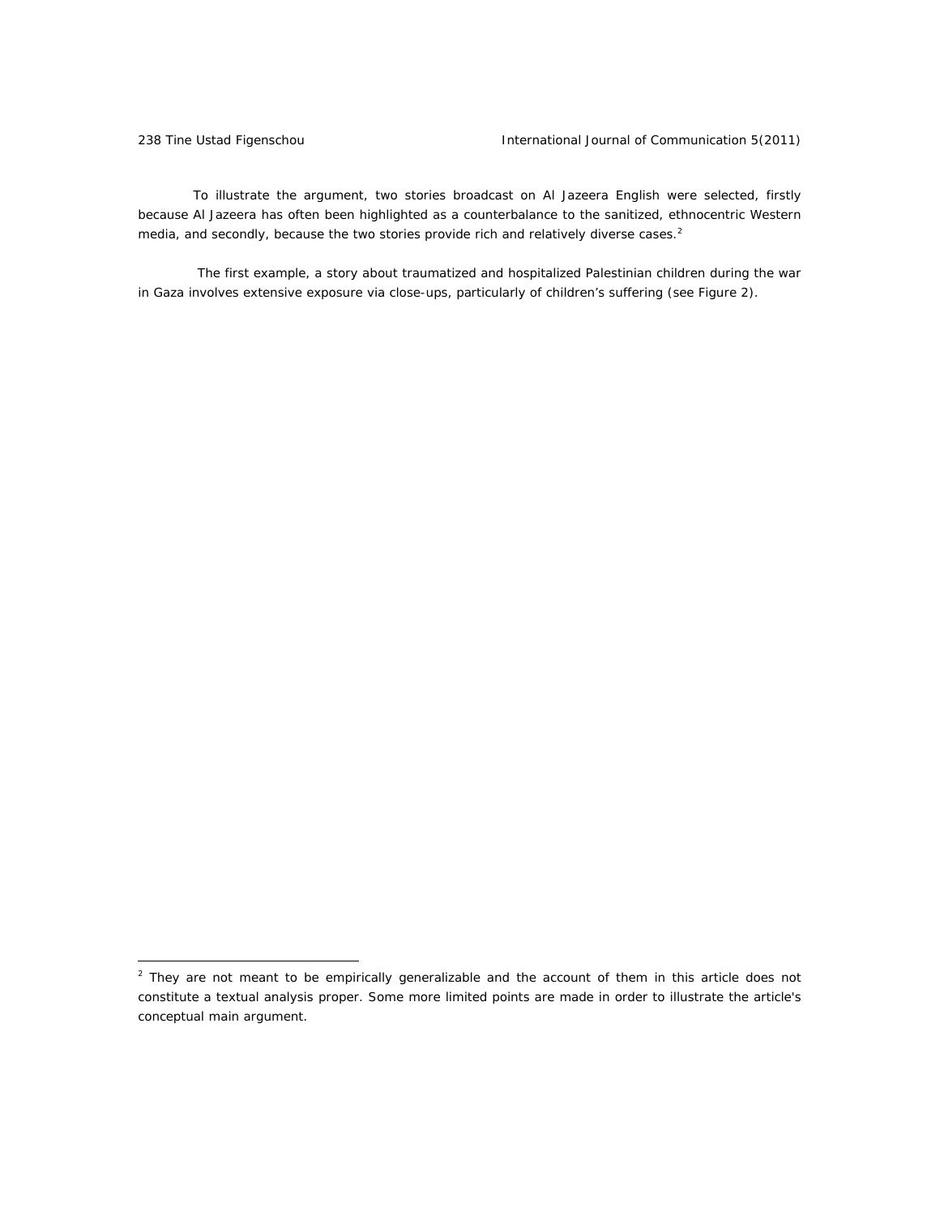To illustrate the argument, two stories broadcast on Al Jazeera English were selected, firstly because Al Jazeera has often been highlighted as a counterbalance to the sanitized, ethnocentric Western media, and secondly, because the two stories provide rich and relatively diverse cases.[2]

The first example, a story about traumatized and hospitalized Palestinian children during the war in Gaza involves extensive exposure via close-ups, particularly of children's suffering (see Figure 2).

---

[2] They are not meant to be empirically generalizable and the account of them in this article does not constitute a textual analysis proper. Some more limited points are made in order to illustrate the article's conceptual main argument.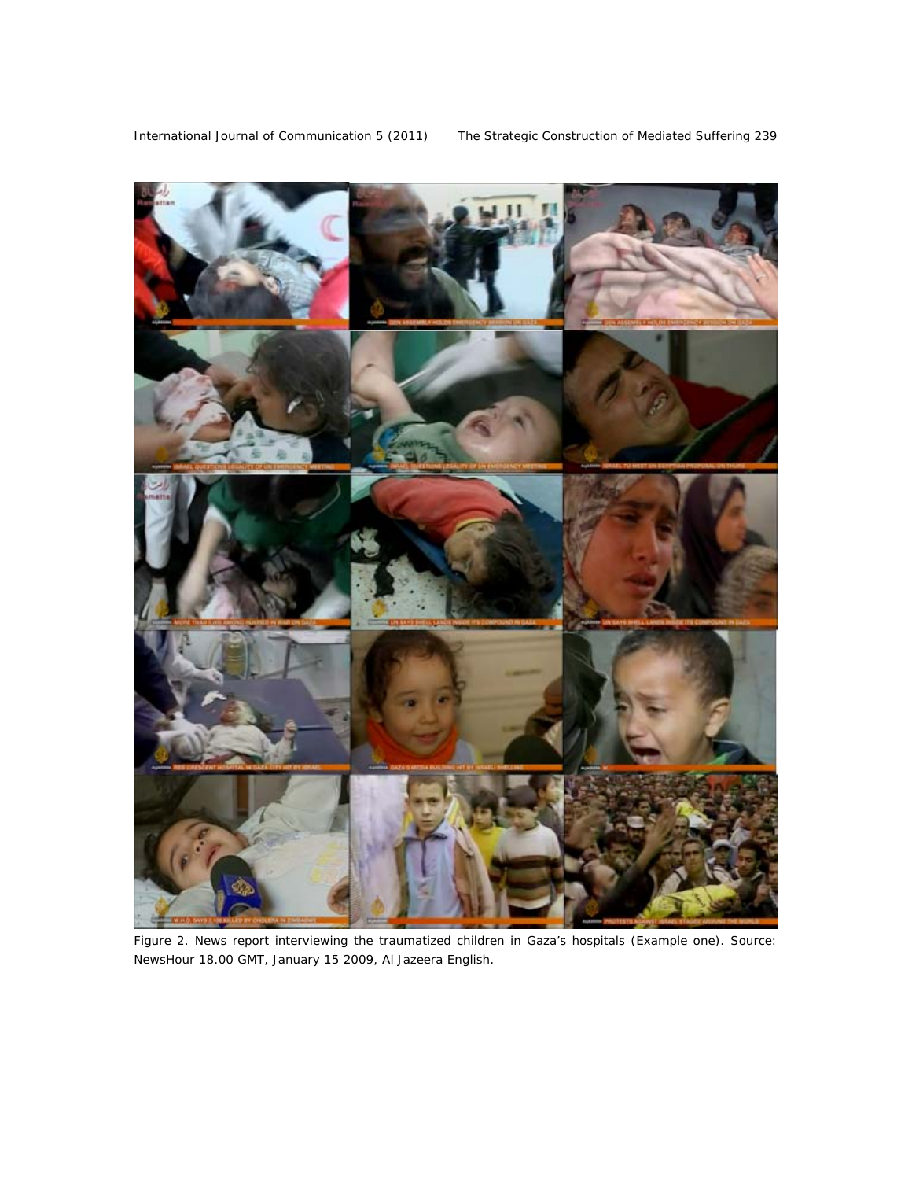Figure 2. News report interviewing the traumatized children in Gaza's hospitals (Example one). Source: NewsHour 18.00 GMT, January 15 2009, Al Jazeera English.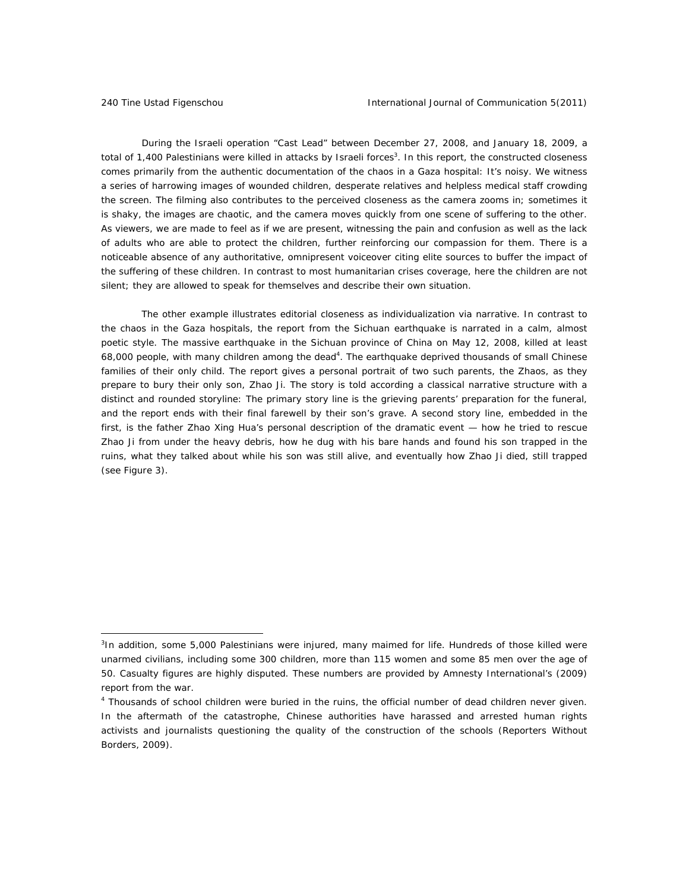During the Israeli operation "Cast Lead" between December 27, 2008, and January 18, 2009, a total of 1,400 Palestinians were killed in attacks by Israeli forces[3]. In this report, the constructed closeness comes primarily from the authentic documentation of the chaos in a Gaza hospital: It's noisy. We witness a series of harrowing images of wounded children, desperate relatives and helpless medical staff crowding the screen. The filming also contributes to the perceived closeness as the camera zooms in; sometimes it is shaky, the images are chaotic, and the camera moves quickly from one scene of suffering to the other. As viewers, we are made to feel as if we are present, witnessing the pain and confusion as well as the lack of adults who are able to protect the children, further reinforcing our compassion for them. There is a noticeable absence of any authoritative, omnipresent voiceover citing elite sources to buffer the impact of the suffering of these children. In contrast to most humanitarian crises coverage, here the children are not silent; they are allowed to speak for themselves and describe their own situation.

The other example illustrates editorial closeness as individualization via narrative. In contrast to the chaos in the Gaza hospitals, the report from the Sichuan earthquake is narrated in a calm, almost poetic style. The massive earthquake in the Sichuan province of China on May 12, 2008, killed at least 68,000 people, with many children among the dead[4]. The earthquake deprived thousands of small Chinese families of their only child. The report gives a personal portrait of two such parents, the Zhaos, as they prepare to bury their only son, Zhao Ji. The story is told according a classical narrative structure with a distinct and rounded storyline: The primary story line is the grieving parents' preparation for the funeral, and the report ends with their final farewell by their son's grave. A second story line, embedded in the first, is the father Zhao Xing Hua's personal description of the dramatic event — how he tried to rescue Zhao Ji from under the heavy debris, how he dug with his bare hands and found his son trapped in the ruins, what they talked about while his son was still alive, and eventually how Zhao Ji died, still trapped (see Figure 3).

---

[3] In addition, some 5,000 Palestinians were injured, many maimed for life. Hundreds of those killed were unarmed civilians, including some 300 children, more than 115 women and some 85 men over the age of 50. Casualty figures are highly disputed. These numbers are provided by Amnesty International's (2009) report from the war.

[4] Thousands of school children were buried in the ruins, the official number of dead children never given. In the aftermath of the catastrophe, Chinese authorities have harassed and arrested human rights activists and journalists questioning the quality of the construction of the schools (Reporters Without Borders, 2009).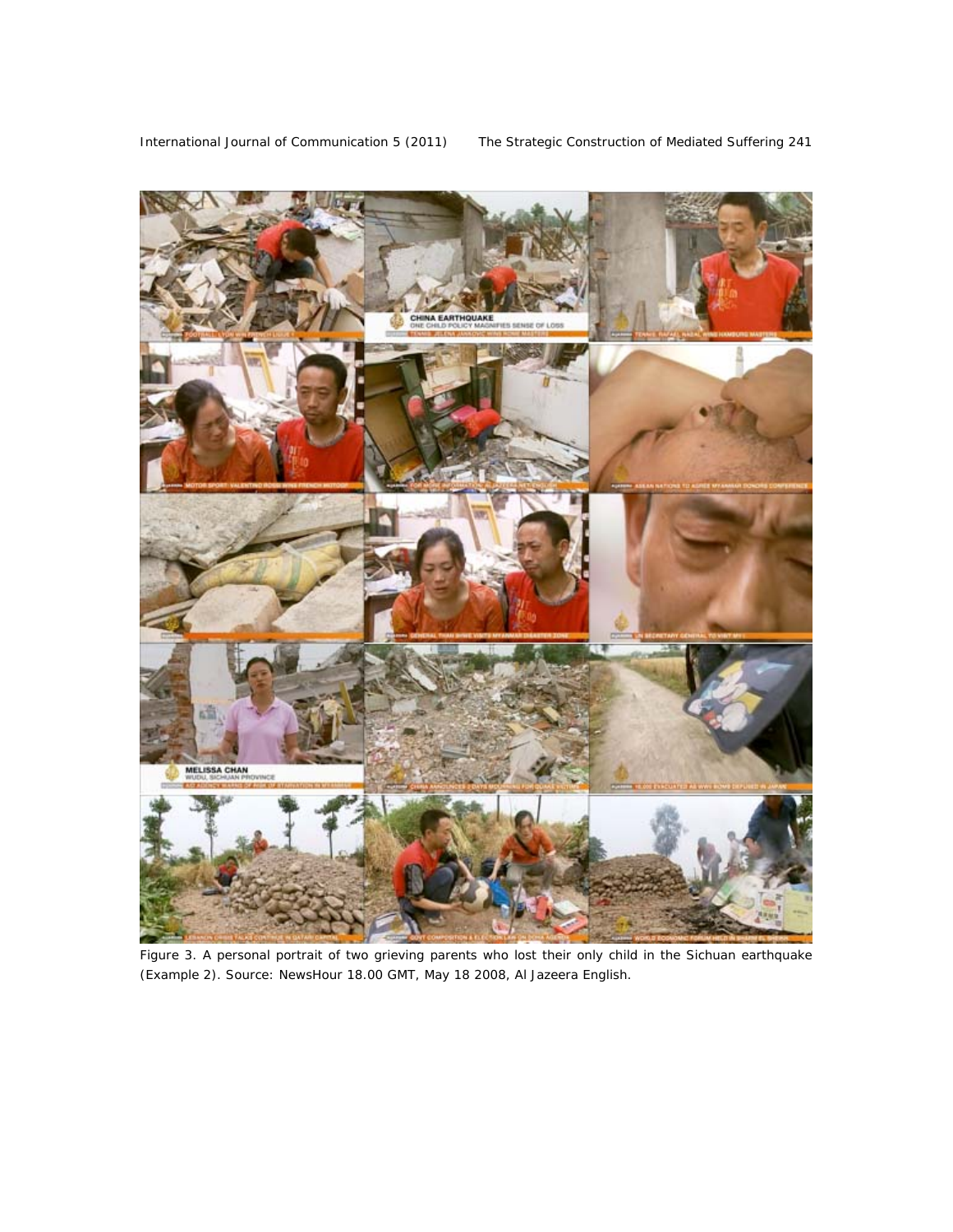Figure 3. A personal portrait of two grieving parents who lost their only child in the Sichuan earthquake (Example 2). Source: NewsHour 18.00 GMT, May 18 2008, Al Jazeera English.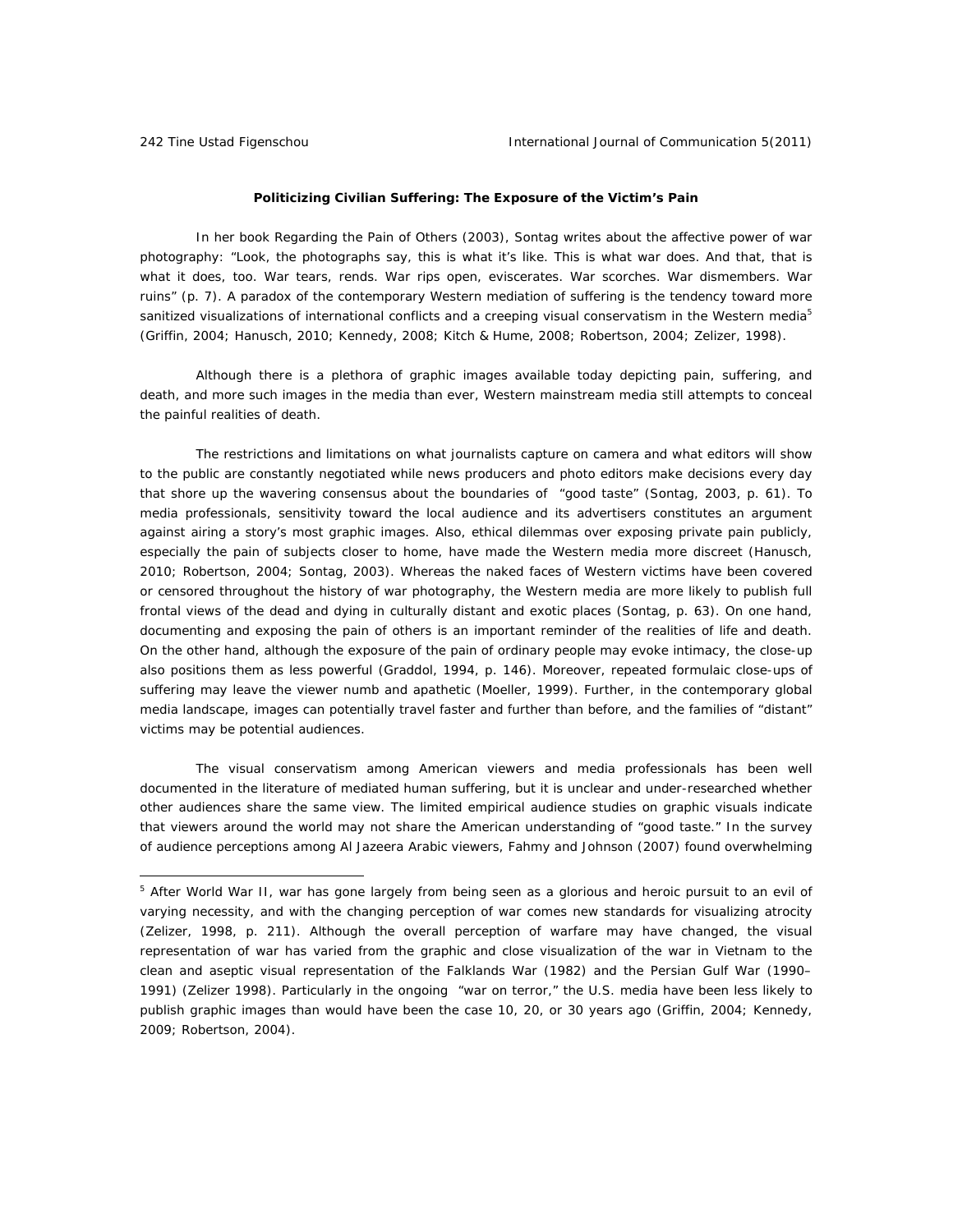### Politicizing Civilian Suffering: The Exposure of the Victim's Pain

In her book Regarding the Pain of Others (2003), Sontag writes about the affective power of war photography: "Look, the photographs say, this is what it's like. This is what war does. And that, that is what it does, too. War tears, rends. War rips open, eviscerates. War scorches. War dismembers. War ruins" (p. 7). A paradox of the contemporary Western mediation of suffering is the tendency toward more sanitized visualizations of international conflicts and a creeping visual conservatism in the Western media[5] (Griffin, 2004; Hanusch, 2010; Kennedy, 2008; Kitch & Hume, 2008; Robertson, 2004; Zelizer, 1998).

Although there is a plethora of graphic images available today depicting pain, suffering, and death, and more such images in the media than ever, Western mainstream media still attempts to conceal the painful realities of death.

The restrictions and limitations on what journalists capture on camera and what editors will show to the public are constantly negotiated while news producers and photo editors make decisions every day that shore up the wavering consensus about the boundaries of "good taste" (Sontag, 2003, p. 61). To media professionals, sensitivity toward the local audience and its advertisers constitutes an argument against airing a story's most graphic images. Also, ethical dilemmas over exposing private pain publicly, especially the pain of subjects closer to home, have made the Western media more discreet (Hanusch, 2010; Robertson, 2004; Sontag, 2003). Whereas the naked faces of Western victims have been covered or censored throughout the history of war photography, the Western media are more likely to publish full frontal views of the dead and dying in culturally distant and exotic places (Sontag, p. 63). On one hand, documenting and exposing the pain of others is an important reminder of the realities of life and death. On the other hand, although the exposure of the pain of ordinary people may evoke intimacy, the close-up also positions them as less powerful (Graddol, 1994, p. 146). Moreover, repeated formulaic close-ups of suffering may leave the viewer numb and apathetic (Moeller, 1999). Further, in the contemporary global media landscape, images can potentially travel faster and further than before, and the families of "distant" victims may be potential audiences.

The visual conservatism among American viewers and media professionals has been well documented in the literature of mediated human suffering, but it is unclear and under-researched whether other audiences share the same view. The limited empirical audience studies on graphic visuals indicate that viewers around the world may not share the American understanding of "good taste." In the survey of audience perceptions among Al Jazeera Arabic viewers, Fahmy and Johnson (2007) found overwhelming

[5] After World War II, war has gone largely from being seen as a glorious and heroic pursuit to an evil of varying necessity, and with the changing perception of war comes new standards for visualizing atrocity (Zelizer, 1998, p. 211). Although the overall perception of warfare may have changed, the visual representation of war has varied from the graphic and close visualization of the war in Vietnam to the clean and aseptic visual representation of the Falklands War (1982) and the Persian Gulf War (1990–1991) (Zelizer 1998). Particularly in the ongoing "war on terror," the U.S. media have been less likely to publish graphic images than would have been the case 10, 20, or 30 years ago (Griffin, 2004; Kennedy, 2009; Robertson, 2004).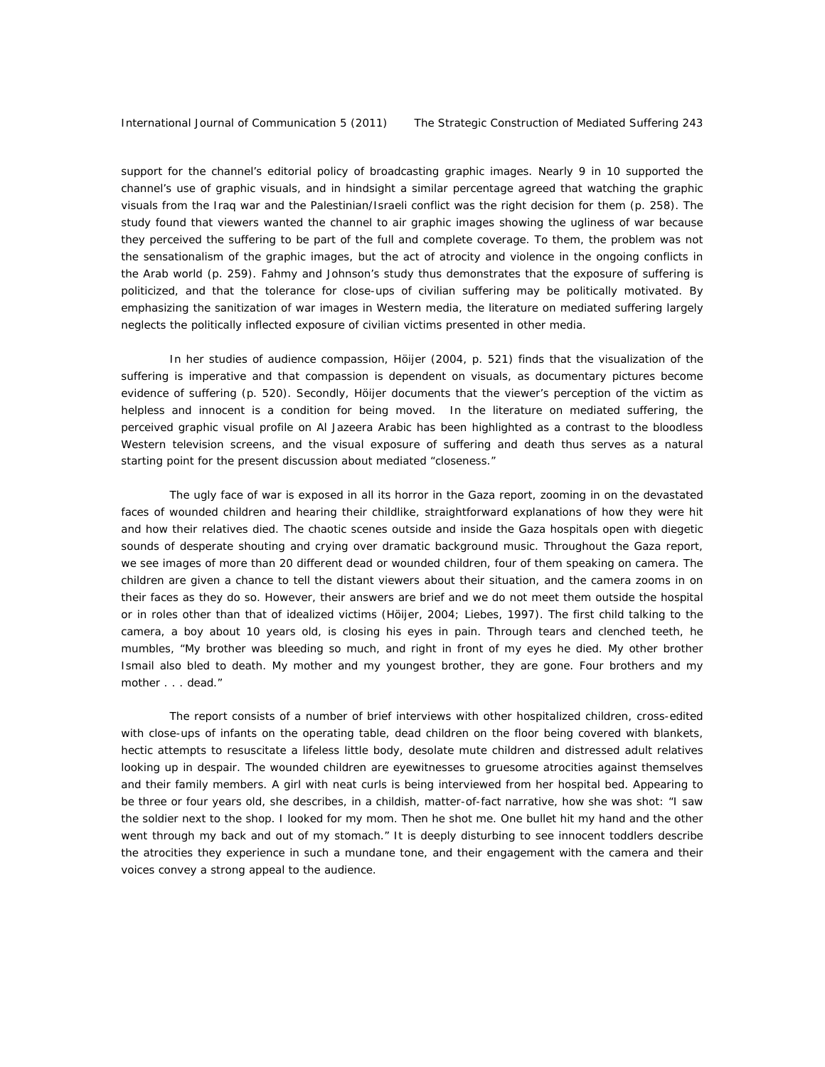support for the channel's editorial policy of broadcasting graphic images. Nearly 9 in 10 supported the channel's use of graphic visuals, and in hindsight a similar percentage agreed that watching the graphic visuals from the Iraq war and the Palestinian/Israeli conflict was the right decision for them (p. 258). The study found that viewers wanted the channel to air graphic images showing the ugliness of war because they perceived the suffering to be part of the full and complete coverage. To them, the problem was not the sensationalism of the graphic images, but the act of atrocity and violence in the ongoing conflicts in the Arab world (p. 259). Fahmy and Johnson's study thus demonstrates that the exposure of suffering is politicized, and that the tolerance for close-ups of civilian suffering may be politically motivated. By emphasizing the sanitization of war images in Western media, the literature on mediated suffering largely neglects the politically inflected exposure of civilian victims presented in other media.

In her studies of audience compassion, Höijer (2004, p. 521) finds that the visualization of the suffering is imperative and that compassion is dependent on visuals, as documentary pictures become evidence of suffering (p. 520). Secondly, Höijer documents that the viewer's perception of the victim as helpless and innocent is a condition for being moved. In the literature on mediated suffering, the perceived graphic visual profile on Al Jazeera Arabic has been highlighted as a contrast to the bloodless Western television screens, and the visual exposure of suffering and death thus serves as a natural starting point for the present discussion about mediated "closeness."

The ugly face of war is exposed in all its horror in the Gaza report, zooming in on the devastated faces of wounded children and hearing their childlike, straightforward explanations of how they were hit and how their relatives died. The chaotic scenes outside and inside the Gaza hospitals open with diegetic sounds of desperate shouting and crying over dramatic background music. Throughout the Gaza report, we see images of more than 20 different dead or wounded children, four of them speaking on camera. The children are given a chance to tell the distant viewers about their situation, and the camera zooms in on their faces as they do so. However, their answers are brief and we do not meet them outside the hospital or in roles other than that of idealized victims (Höijer, 2004; Liebes, 1997). The first child talking to the camera, a boy about 10 years old, is closing his eyes in pain. Through tears and clenched teeth, he mumbles, "My brother was bleeding so much, and right in front of my eyes he died. My other brother Ismail also bled to death. My mother and my youngest brother, they are gone. Four brothers and my mother . . . dead."

The report consists of a number of brief interviews with other hospitalized children, cross-edited with close-ups of infants on the operating table, dead children on the floor being covered with blankets, hectic attempts to resuscitate a lifeless little body, desolate mute children and distressed adult relatives looking up in despair. The wounded children are eyewitnesses to gruesome atrocities against themselves and their family members. A girl with neat curls is being interviewed from her hospital bed. Appearing to be three or four years old, she describes, in a childish, matter-of-fact narrative, how she was shot: "I saw the soldier next to the shop. I looked for my mom. Then he shot me. One bullet hit my hand and the other went through my back and out of my stomach." It is deeply disturbing to see innocent toddlers describe the atrocities they experience in such a mundane tone, and their engagement with the camera and their voices convey a strong appeal to the audience.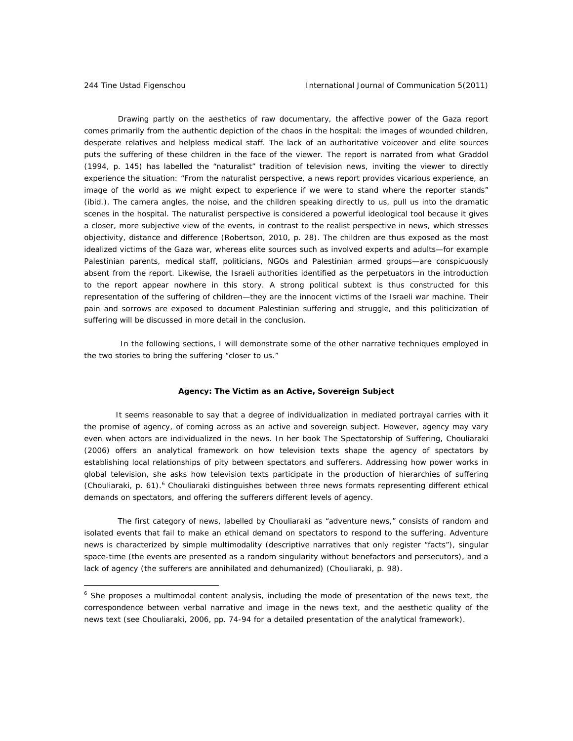Drawing partly on the aesthetics of raw documentary, the affective power of the Gaza report comes primarily from the authentic depiction of the chaos in the hospital: the images of wounded children, desperate relatives and helpless medical staff. The lack of an authoritative voiceover and elite sources puts the suffering of these children in the face of the viewer. The report is narrated from what Graddol (1994, p. 145) has labelled the "naturalist" tradition of television news, inviting the viewer to directly experience the situation: "From the naturalist perspective, a news report provides vicarious experience, an image of the world as we might expect to experience if we were to stand where the reporter stands" (ibid.). The camera angles, the noise, and the children speaking directly to us, pull us into the dramatic scenes in the hospital. The naturalist perspective is considered a powerful ideological tool because it gives a closer, more subjective view of the events, in contrast to the realist perspective in news, which stresses objectivity, distance and difference (Robertson, 2010, p. 28). The children are thus exposed as the most idealized victims of the Gaza war, whereas elite sources such as involved experts and adults—for example Palestinian parents, medical staff, politicians, NGOs and Palestinian armed groups—are conspicuously absent from the report. Likewise, the Israeli authorities identified as the perpetuators in the introduction to the report appear nowhere in this story. A strong political subtext is thus constructed for this representation of the suffering of children—they are the innocent victims of the Israeli war machine. Their pain and sorrows are exposed to document Palestinian suffering and struggle, and this politicization of suffering will be discussed in more detail in the conclusion.

In the following sections, I will demonstrate some of the other narrative techniques employed in the two stories to bring the suffering "closer to us."

## Agency: The Victim as an Active, Sovereign Subject

It seems reasonable to say that a degree of individualization in mediated portrayal carries with it the promise of agency, of coming across as an active and sovereign subject. However, agency may vary even when actors are individualized in the news. In her book *The Spectatorship of Suffering*, Chouliaraki (2006) offers an analytical framework on how television texts shape the agency of spectators by establishing local relationships of pity between spectators and sufferers. Addressing how power works in global television, she asks how television texts participate in the production of hierarchies of suffering (Chouliaraki, p. 61).[6] Chouliaraki distinguishes between three news formats representing different ethical demands on spectators, and offering the sufferers different levels of agency.

The first category of news, labelled by Chouliaraki as "adventure news," consists of random and isolated events that fail to make an ethical demand on spectators to respond to the suffering. Adventure news is characterized by simple multimodality (descriptive narratives that only register "facts"), singular space-time (the events are presented as a random singularity without benefactors and persecutors), and a lack of agency (the sufferers are annihilated and dehumanized) (Chouliaraki, p. 98).

---

[6] She proposes a multimodal content analysis, including the mode of presentation of the news text, the correspondence between verbal narrative and image in the news text, and the aesthetic quality of the news text (see Chouliaraki, 2006, pp. 74-94 for a detailed presentation of the analytical framework).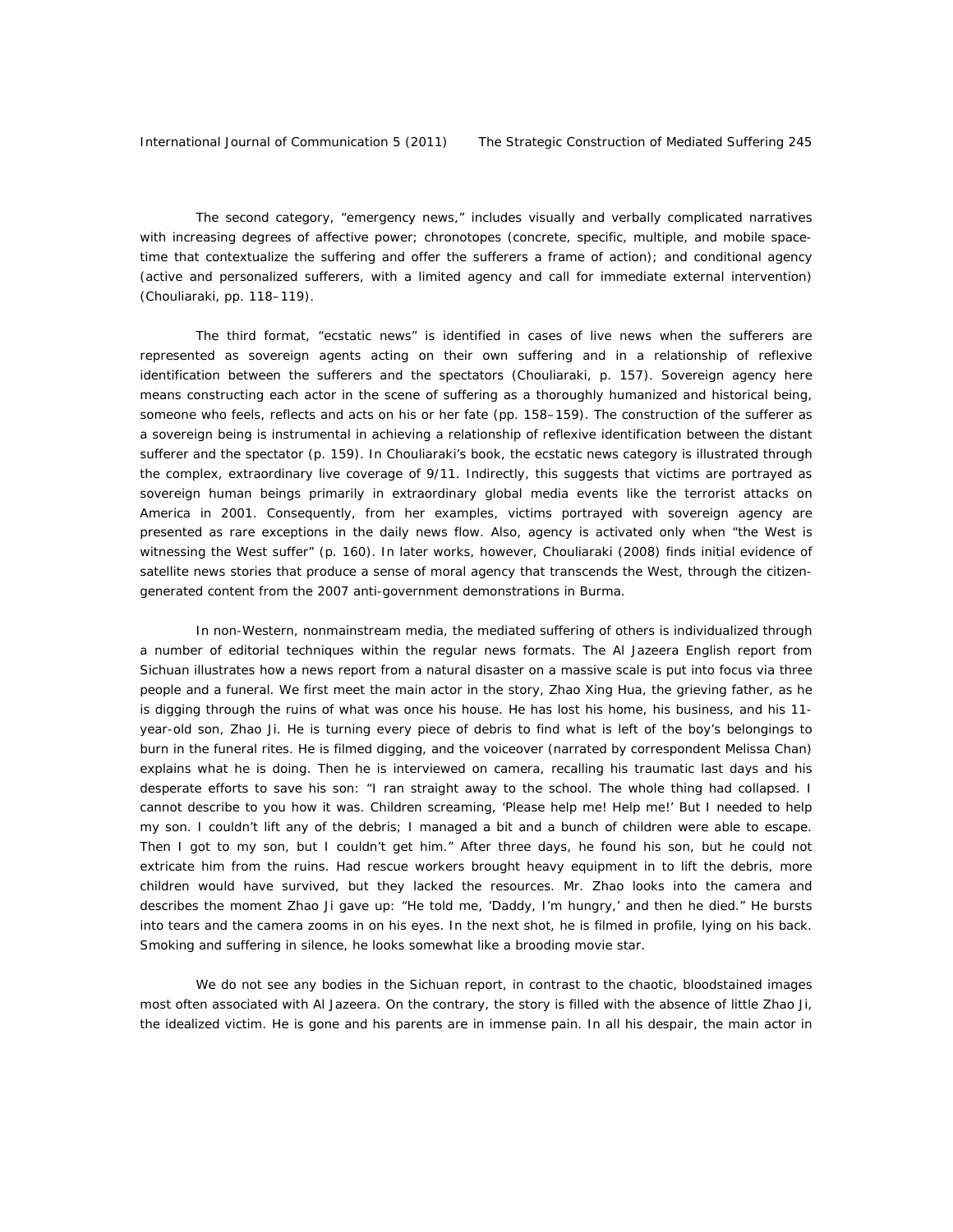The second category, "emergency news," includes visually and verbally complicated narratives with increasing degrees of affective power; chronotopes (concrete, specific, multiple, and mobile space-time that contextualize the suffering and offer the sufferers a frame of action); and conditional agency (active and personalized sufferers, with a limited agency and call for immediate external intervention) (Chouliaraki, pp. 118–119).

The third format, "ecstatic news" is identified in cases of live news when the sufferers are represented as sovereign agents acting on their own suffering and in a relationship of reflexive identification between the sufferers and the spectators (Chouliaraki, p. 157). Sovereign agency here means constructing each actor in the scene of suffering as a thoroughly humanized and historical being, someone who feels, reflects and acts on his or her fate (pp. 158–159). The construction of the sufferer as a sovereign being is instrumental in achieving a relationship of reflexive identification between the distant sufferer and the spectator (p. 159). In Chouliaraki's book, the ecstatic news category is illustrated through the complex, extraordinary live coverage of 9/11. Indirectly, this suggests that victims are portrayed as sovereign human beings primarily in extraordinary global media events like the terrorist attacks on America in 2001. Consequently, from her examples, victims portrayed with sovereign agency are presented as rare exceptions in the daily news flow. Also, agency is activated only when "the West is witnessing the West suffer" (p. 160). In later works, however, Chouliaraki (2008) finds initial evidence of satellite news stories that produce a sense of moral agency that transcends the West, through the citizen-generated content from the 2007 anti-government demonstrations in Burma.

In non-Western, nonmainstream media, the mediated suffering of others is individualized through a number of editorial techniques within the regular news formats. The Al Jazeera English report from Sichuan illustrates how a news report from a natural disaster on a massive scale is put into focus via three people and a funeral. We first meet the main actor in the story, Zhao Xing Hua, the grieving father, as he is digging through the ruins of what was once his house. He has lost his home, his business, and his 11-year-old son, Zhao Ji. He is turning every piece of debris to find what is left of the boy's belongings to burn in the funeral rites. He is filmed digging, and the voiceover (narrated by correspondent Melissa Chan) explains what he is doing. Then he is interviewed on camera, recalling his traumatic last days and his desperate efforts to save his son: "I ran straight away to the school. The whole thing had collapsed. I cannot describe to you how it was. Children screaming, 'Please help me! Help me!' But I needed to help my son. I couldn't lift any of the debris; I managed a bit and a bunch of children were able to escape. Then I got to my son, but I couldn't get him." After three days, he found his son, but he could not extricate him from the ruins. Had rescue workers brought heavy equipment in to lift the debris, more children would have survived, but they lacked the resources. Mr. Zhao looks into the camera and describes the moment Zhao Ji gave up: "He told me, 'Daddy, I'm hungry,' and then he died." He bursts into tears and the camera zooms in on his eyes. In the next shot, he is filmed in profile, lying on his back. Smoking and suffering in silence, he looks somewhat like a brooding movie star.

We do not see any bodies in the Sichuan report, in contrast to the chaotic, bloodstained images most often associated with Al Jazeera. On the contrary, the story is filled with the absence of little Zhao Ji, the idealized victim. He is gone and his parents are in immense pain. In all his despair, the main actor in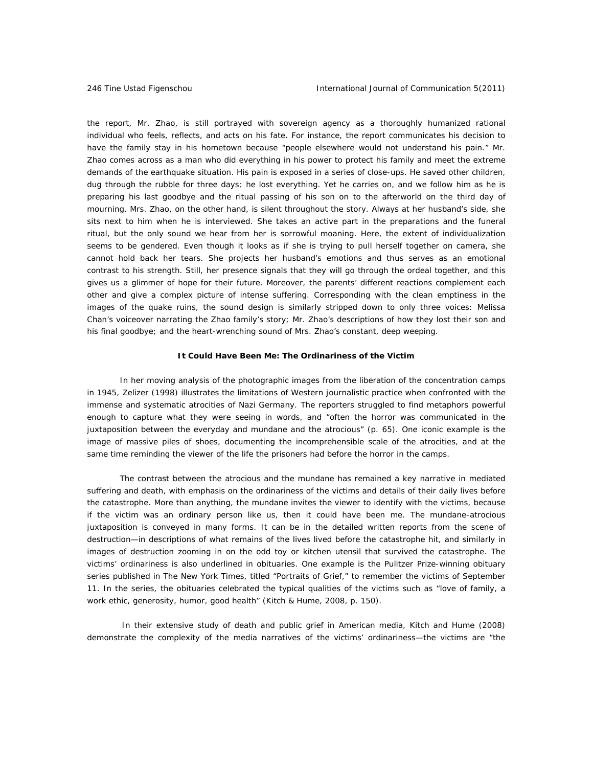the report, Mr. Zhao, is still portrayed with sovereign agency as a thoroughly humanized rational individual who feels, reflects, and acts on his fate. For instance, the report communicates his decision to have the family stay in his hometown because "people elsewhere would not understand his pain." Mr. Zhao comes across as a man who did everything in his power to protect his family and meet the extreme demands of the earthquake situation. His pain is exposed in a series of close-ups. He saved other children, dug through the rubble for three days; he lost everything. Yet he carries on, and we follow him as he is preparing his last goodbye and the ritual passing of his son on to the afterworld on the third day of mourning. Mrs. Zhao, on the other hand, is silent throughout the story. Always at her husband's side, she sits next to him when he is interviewed. She takes an active part in the preparations and the funeral ritual, but the only sound we hear from her is sorrowful moaning. Here, the extent of individualization seems to be gendered. Even though it looks as if she is trying to pull herself together on camera, she cannot hold back her tears. She projects her husband's emotions and thus serves as an emotional contrast to his strength. Still, her presence signals that they will go through the ordeal together, and this gives us a glimmer of hope for their future. Moreover, the parents' different reactions complement each other and give a complex picture of intense suffering. Corresponding with the clean emptiness in the images of the quake ruins, the sound design is similarly stripped down to only three voices: Melissa Chan's voiceover narrating the Zhao family's story; Mr. Zhao's descriptions of how they lost their son and his final goodbye; and the heart-wrenching sound of Mrs. Zhao's constant, deep weeping.

### It Could Have Been Me: The Ordinariness of the Victim

In her moving analysis of the photographic images from the liberation of the concentration camps in 1945, Zelizer (1998) illustrates the limitations of Western journalistic practice when confronted with the immense and systematic atrocities of Nazi Germany. The reporters struggled to find metaphors powerful enough to capture what they were seeing in words, and "often the horror was communicated in the juxtaposition between the everyday and mundane and the atrocious" (p. 65). One iconic example is the image of massive piles of shoes, documenting the incomprehensible scale of the atrocities, and at the same time reminding the viewer of the life the prisoners had before the horror in the camps.

The contrast between the atrocious and the mundane has remained a key narrative in mediated suffering and death, with emphasis on the ordinariness of the victims and details of their daily lives before the catastrophe. More than anything, the mundane invites the viewer to identify with the victims, because if the victim was an ordinary person like us, then it could have been me. The mundane-atrocious juxtaposition is conveyed in many forms. It can be in the detailed written reports from the scene of destruction—in descriptions of what remains of the lives lived before the catastrophe hit, and similarly in images of destruction zooming in on the odd toy or kitchen utensil that survived the catastrophe. The victims' ordinariness is also underlined in obituaries. One example is the Pulitzer Prize-winning obituary series published in The New York Times, titled "Portraits of Grief," to remember the victims of September 11. In the series, the obituaries celebrated the typical qualities of the victims such as "love of family, a work ethic, generosity, humor, good health" (Kitch & Hume, 2008, p. 150).

In their extensive study of death and public grief in American media, Kitch and Hume (2008) demonstrate the complexity of the media narratives of the victims' ordinariness—the victims are "the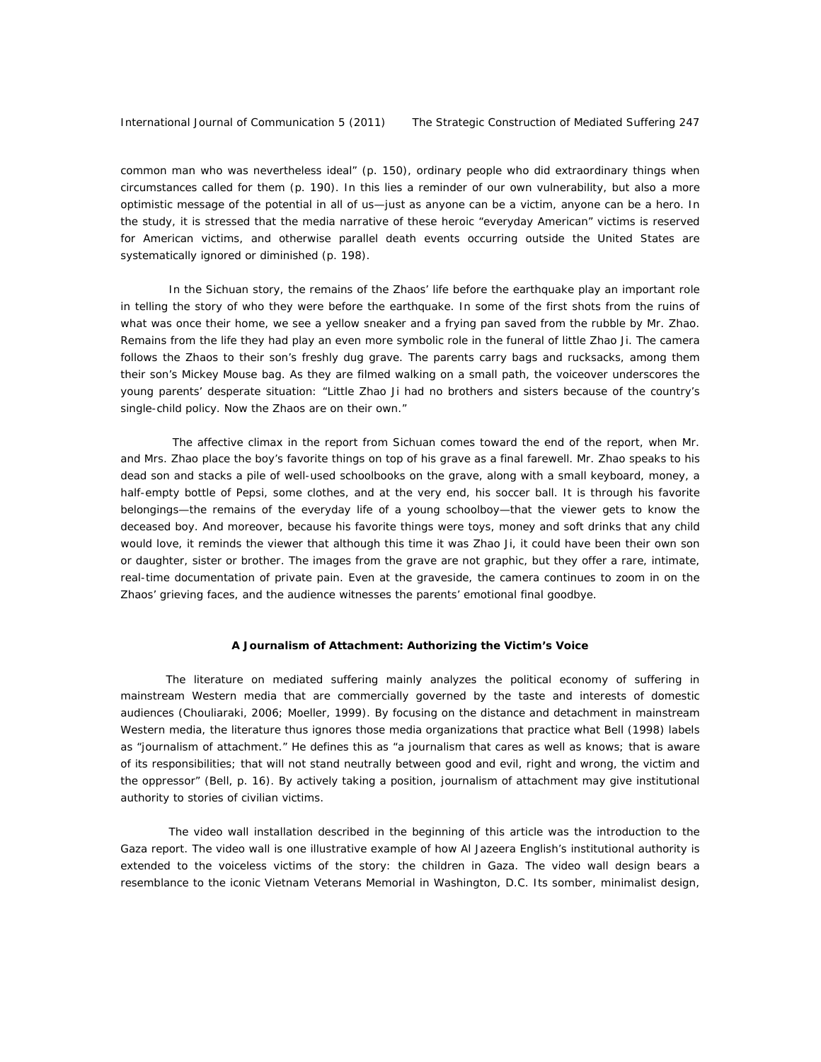common man who was nevertheless ideal" (p. 150), ordinary people who did extraordinary things when circumstances called for them (p. 190). In this lies a reminder of our own vulnerability, but also a more optimistic message of the potential in all of us—just as anyone can be a victim, anyone can be a hero. In the study, it is stressed that the media narrative of these heroic "everyday American" victims is reserved for American victims, and otherwise parallel death events occurring outside the United States are systematically ignored or diminished (p. 198).

In the Sichuan story, the remains of the Zhaos' life before the earthquake play an important role in telling the story of who they were before the earthquake. In some of the first shots from the ruins of what was once their home, we see a yellow sneaker and a frying pan saved from the rubble by Mr. Zhao. Remains from the life they had play an even more symbolic role in the funeral of little Zhao Ji. The camera follows the Zhaos to their son's freshly dug grave. The parents carry bags and rucksacks, among them their son's Mickey Mouse bag. As they are filmed walking on a small path, the voiceover underscores the young parents' desperate situation: "Little Zhao Ji had no brothers and sisters because of the country's single-child policy. Now the Zhaos are on their own."

The affective climax in the report from Sichuan comes toward the end of the report, when Mr. and Mrs. Zhao place the boy's favorite things on top of his grave as a final farewell. Mr. Zhao speaks to his dead son and stacks a pile of well-used schoolbooks on the grave, along with a small keyboard, money, a half-empty bottle of Pepsi, some clothes, and at the very end, his soccer ball. It is through his favorite belongings—the remains of the everyday life of a young schoolboy—that the viewer gets to know the deceased boy. And moreover, because his favorite things were toys, money and soft drinks that any child would love, it reminds the viewer that although this time it was Zhao Ji, it could have been their own son or daughter, sister or brother. The images from the grave are not graphic, but they offer a rare, intimate, real-time documentation of private pain. Even at the graveside, the camera continues to zoom in on the Zhaos' grieving faces, and the audience witnesses the parents' emotional final goodbye.

## A Journalism of Attachment: Authorizing the Victim's Voice

The literature on mediated suffering mainly analyzes the political economy of suffering in mainstream Western media that are commercially governed by the taste and interests of domestic audiences (Chouliaraki, 2006; Moeller, 1999). By focusing on the distance and detachment in mainstream Western media, the literature thus ignores those media organizations that practice what Bell (1998) labels as "journalism of attachment." He defines this as "a journalism that cares as well as knows; that is aware of its responsibilities; that will not stand neutrally between good and evil, right and wrong, the victim and the oppressor" (Bell, p. 16). By actively taking a position, journalism of attachment may give institutional authority to stories of civilian victims.

The video wall installation described in the beginning of this article was the introduction to the Gaza report. The video wall is one illustrative example of how Al Jazeera English's institutional authority is extended to the voiceless victims of the story: the children in Gaza. The video wall design bears a resemblance to the iconic Vietnam Veterans Memorial in Washington, D.C. Its somber, minimalist design,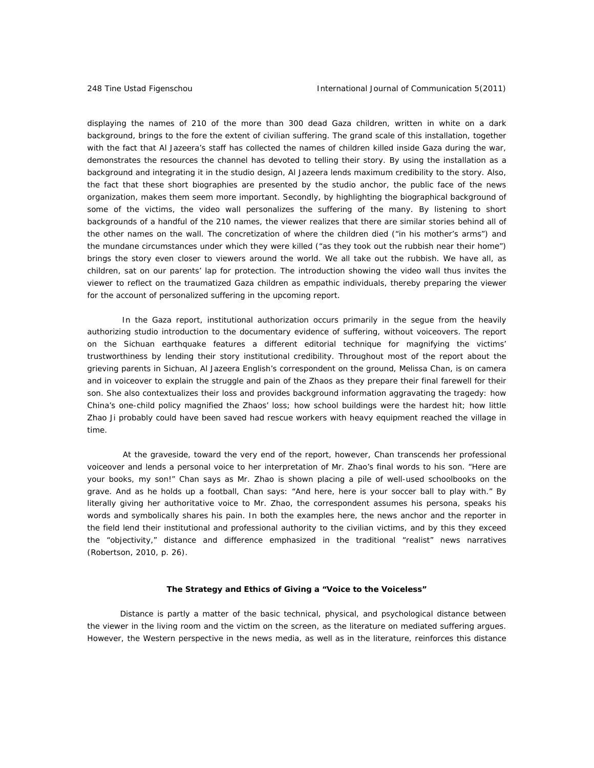displaying the names of 210 of the more than 300 dead Gaza children, written in white on a dark background, brings to the fore the extent of civilian suffering. The grand scale of this installation, together with the fact that Al Jazeera's staff has collected the names of children killed inside Gaza during the war, demonstrates the resources the channel has devoted to telling their story. By using the installation as a background and integrating it in the studio design, Al Jazeera lends maximum credibility to the story. Also, the fact that these short biographies are presented by the studio anchor, the public face of the news organization, makes them seem more important. Secondly, by highlighting the biographical background of some of the victims, the video wall personalizes the suffering of the many. By listening to short backgrounds of a handful of the 210 names, the viewer realizes that there are similar stories behind all of the other names on the wall. The concretization of where the children died ("in his mother's arms") and the mundane circumstances under which they were killed ("as they took out the rubbish near their home") brings the story even closer to viewers around the world. We all take out the rubbish. We have all, as children, sat on our parents' lap for protection. The introduction showing the video wall thus invites the viewer to reflect on the traumatized Gaza children as empathic individuals, thereby preparing the viewer for the account of personalized suffering in the upcoming report.

In the Gaza report, institutional authorization occurs primarily in the segue from the heavily authorizing studio introduction to the documentary evidence of suffering, without voiceovers. The report on the Sichuan earthquake features a different editorial technique for magnifying the victims' trustworthiness by lending their story institutional credibility. Throughout most of the report about the grieving parents in Sichuan, Al Jazeera English's correspondent on the ground, Melissa Chan, is on camera and in voiceover to explain the struggle and pain of the Zhaos as they prepare their final farewell for their son. She also contextualizes their loss and provides background information aggravating the tragedy: how China's one-child policy magnified the Zhaos' loss; how school buildings were the hardest hit; how little Zhao Ji probably could have been saved had rescue workers with heavy equipment reached the village in time.

At the graveside, toward the very end of the report, however, Chan transcends her professional voiceover and lends a personal voice to her interpretation of Mr. Zhao's final words to his son. "Here are your books, my son!" Chan says as Mr. Zhao is shown placing a pile of well-used schoolbooks on the grave. And as he holds up a football, Chan says: "And here, here is your soccer ball to play with." By literally giving her authoritative voice to Mr. Zhao, the correspondent assumes his persona, speaks his words and symbolically shares his pain. In both the examples here, the news anchor and the reporter in the field lend their institutional and professional authority to the civilian victims, and by this they exceed the "objectivity," distance and difference emphasized in the traditional "realist" news narratives (Robertson, 2010, p. 26).

### The Strategy and Ethics of Giving a "Voice to the Voiceless"

Distance is partly a matter of the basic technical, physical, and psychological distance between the viewer in the living room and the victim on the screen, as the literature on mediated suffering argues. However, the Western perspective in the news media, as well as in the literature, reinforces this distance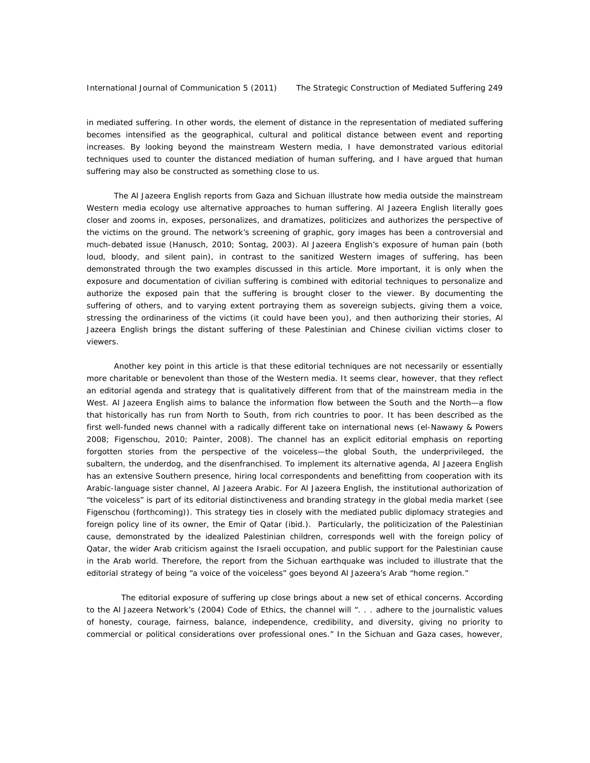in mediated suffering. In other words, the element of distance in the representation of mediated suffering becomes intensified as the geographical, cultural and political distance between event and reporting increases. By looking beyond the mainstream Western media, I have demonstrated various editorial techniques used to counter the distanced mediation of human suffering, and I have argued that human suffering may also be constructed as something close to us.

The Al Jazeera English reports from Gaza and Sichuan illustrate how media outside the mainstream Western media ecology use alternative approaches to human suffering. Al Jazeera English literally goes closer and zooms in, exposes, personalizes, and dramatizes, politicizes and authorizes the perspective of the victims on the ground. The network's screening of graphic, gory images has been a controversial and much-debated issue (Hanusch, 2010; Sontag, 2003). Al Jazeera English's exposure of human pain (both loud, bloody, and silent pain), in contrast to the sanitized Western images of suffering, has been demonstrated through the two examples discussed in this article. More important, it is only when the exposure and documentation of civilian suffering is combined with editorial techniques to personalize and authorize the exposed pain that the suffering is brought closer to the viewer. By documenting the suffering of others, and to varying extent portraying them as sovereign subjects, giving them a voice, stressing the ordinariness of the victims (it could have been you), and then authorizing their stories, Al Jazeera English brings the distant suffering of these Palestinian and Chinese civilian victims closer to viewers.

Another key point in this article is that these editorial techniques are not necessarily or essentially more charitable or benevolent than those of the Western media. It seems clear, however, that they reflect an editorial agenda and strategy that is qualitatively different from that of the mainstream media in the West. Al Jazeera English aims to balance the information flow between the South and the North—a flow that historically has run from North to South, from rich countries to poor. It has been described as the first well-funded news channel with a radically different take on international news (el-Nawawy & Powers 2008; Figenschou, 2010; Painter, 2008). The channel has an explicit editorial emphasis on reporting forgotten stories from the perspective of the voiceless—the global South, the underprivileged, the subaltern, the underdog, and the disenfranchised. To implement its alternative agenda, Al Jazeera English has an extensive Southern presence, hiring local correspondents and benefitting from cooperation with its Arabic-language sister channel, Al Jazeera Arabic. For Al Jazeera English, the institutional authorization of "the voiceless" is part of its editorial distinctiveness and branding strategy in the global media market (see Figenschou (forthcoming)). This strategy ties in closely with the mediated public diplomacy strategies and foreign policy line of its owner, the Emir of Qatar (ibid.). Particularly, the politicization of the Palestinian cause, demonstrated by the idealized Palestinian children, corresponds well with the foreign policy of Qatar, the wider Arab criticism against the Israeli occupation, and public support for the Palestinian cause in the Arab world. Therefore, the report from the Sichuan earthquake was included to illustrate that the editorial strategy of being "a voice of the voiceless" goes beyond Al Jazeera's Arab "home region."

The editorial exposure of suffering up close brings about a new set of ethical concerns. According to the Al Jazeera Network's (2004) Code of Ethics, the channel will ". . . adhere to the journalistic values of honesty, courage, fairness, balance, independence, credibility, and diversity, giving no priority to commercial or political considerations over professional ones." In the Sichuan and Gaza cases, however,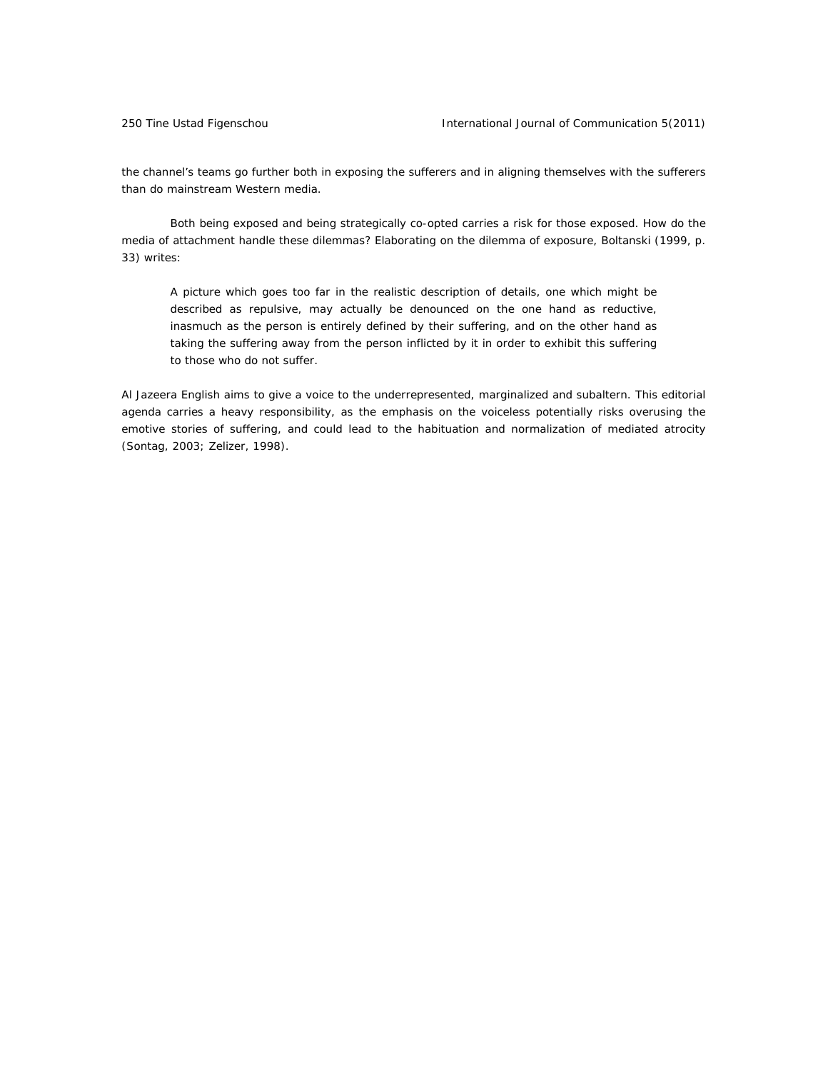the channel's teams go further both in exposing the sufferers and in aligning themselves with the sufferers than do mainstream Western media.

Both being exposed and being strategically co-opted carries a risk for those exposed. How do the media of attachment handle these dilemmas? Elaborating on the dilemma of exposure, Boltanski (1999, p. 33) writes:

> A picture which goes too far in the realistic description of details, one which might be described as repulsive, may actually be denounced on the one hand as reductive, inasmuch as the person is entirely defined by their suffering, and on the other hand as taking the suffering away from the person inflicted by it in order to exhibit this suffering to those who do not suffer.

Al Jazeera English aims to give a voice to the underrepresented, marginalized and subaltern. This editorial agenda carries a heavy responsibility, as the emphasis on the voiceless potentially risks overusing the emotive stories of suffering, and could lead to the habituation and normalization of mediated atrocity (Sontag, 2003; Zelizer, 1998).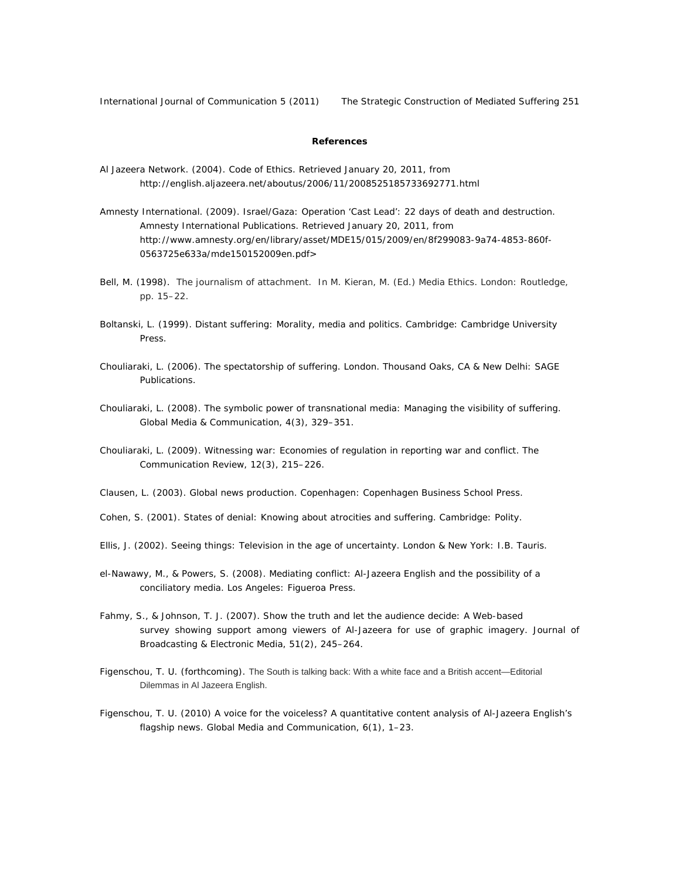**References**

Al Jazeera Network. (2004). Code of Ethics. Retrieved January 20, 2011, from http://english.aljazeera.net/aboutus/2006/11/2008525185733692771.html

Amnesty International. (2009). Israel/Gaza: Operation 'Cast Lead': 22 days of death and destruction. Amnesty International Publications. Retrieved January 20, 2011, from http://www.amnesty.org/en/library/asset/MDE15/015/2009/en/8f299083-9a74-4853-860f-0563725e633a/mde150152009en.pdf>

Bell, M. (1998). The journalism of attachment. In M. Kieran, M. (Ed.) *Media Ethics*. London: Routledge, pp. 15–22.

Boltanski, L. (1999). *Distant suffering: Morality, media and politics*. Cambridge: Cambridge University Press.

Chouliaraki, L. (2006). *The spectatorship of suffering*. London. Thousand Oaks, CA & New Delhi: SAGE Publications.

Chouliaraki, L. (2008). The symbolic power of transnational media: Managing the visibility of suffering. *Global Media & Communication, 4*(3), 329–351.

Chouliaraki, L. (2009). Witnessing war: Economies of regulation in reporting war and conflict. *The Communication Review, 12*(3), 215–226.

Clausen, L. (2003). *Global news production*. Copenhagen: Copenhagen Business School Press.

Cohen, S. (2001). *States of denial: Knowing about atrocities and suffering*. Cambridge: Polity.

Ellis, J. (2002). *Seeing things: Television in the age of uncertainty*. London & New York: I.B. Tauris.

el-Nawawy, M., & Powers, S. (2008). *Mediating conflict: Al-Jazeera English and the possibility of a conciliatory media*. Los Angeles: Figueroa Press.

Fahmy, S., & Johnson, T. J. (2007). Show the truth and let the audience decide: A Web-based survey showing support among viewers of Al-Jazeera for use of graphic imagery. *Journal of Broadcasting & Electronic Media, 51*(2), 245–264.

Figenschou, T. U. (forthcoming). The South is talking back: With a white face and a British accent—Editorial Dilemmas in Al Jazeera English.

Figenschou, T. U. (2010) A voice for the voiceless? A quantitative content analysis of Al-Jazeera English's flagship news. *Global Media and Communication, 6*(1), 1–23.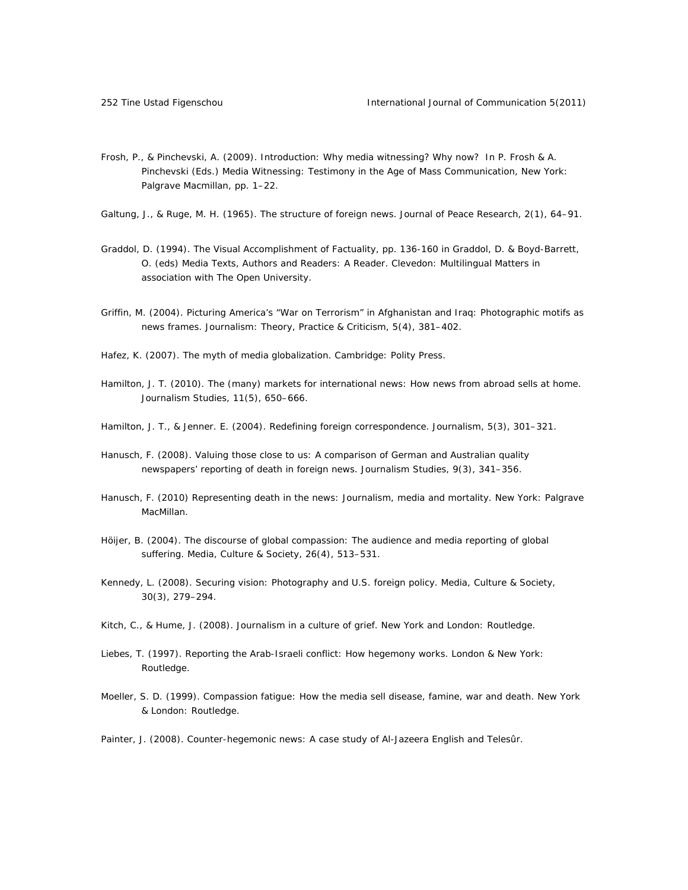Frosh, P., & Pinchevski, A. (2009). Introduction: Why media witnessing? Why now? In P. Frosh & A. Pinchevski (Eds.) Media Witnessing: Testimony in the Age of Mass Communication, New York: Palgrave Macmillan, pp. 1–22.

Galtung, J., & Ruge, M. H. (1965). The structure of foreign news. Journal of Peace Research, 2(1), 64–91.

Graddol, D. (1994). The Visual Accomplishment of Factuality, pp. 136-160 in Graddol, D. & Boyd-Barrett, O. (eds) Media Texts, Authors and Readers: A Reader. Clevedon: Multilingual Matters in association with The Open University.

Griffin, M. (2004). Picturing America's "War on Terrorism" in Afghanistan and Iraq: Photographic motifs as news frames. Journalism: Theory, Practice & Criticism, 5(4), 381–402.

Hafez, K. (2007). The myth of media globalization. Cambridge: Polity Press.

Hamilton, J. T. (2010). The (many) markets for international news: How news from abroad sells at home. Journalism Studies, 11(5), 650–666.

Hamilton, J. T., & Jenner. E. (2004). Redefining foreign correspondence. Journalism, 5(3), 301–321.

Hanusch, F. (2008). Valuing those close to us: A comparison of German and Australian quality newspapers' reporting of death in foreign news. Journalism Studies, 9(3), 341–356.

Hanusch, F. (2010) Representing death in the news: Journalism, media and mortality. New York: Palgrave MacMillan.

Höijer, B. (2004). The discourse of global compassion: The audience and media reporting of global suffering. Media, Culture & Society, 26(4), 513–531.

Kennedy, L. (2008). Securing vision: Photography and U.S. foreign policy. Media, Culture & Society, 30(3), 279–294.

Kitch, C., & Hume, J. (2008). Journalism in a culture of grief. New York and London: Routledge.

Liebes, T. (1997). Reporting the Arab-Israeli conflict: How hegemony works. London & New York: Routledge.

Moeller, S. D. (1999). Compassion fatigue: How the media sell disease, famine, war and death. New York & London: Routledge.

Painter, J. (2008). Counter-hegemonic news: A case study of Al-Jazeera English and Telesûr.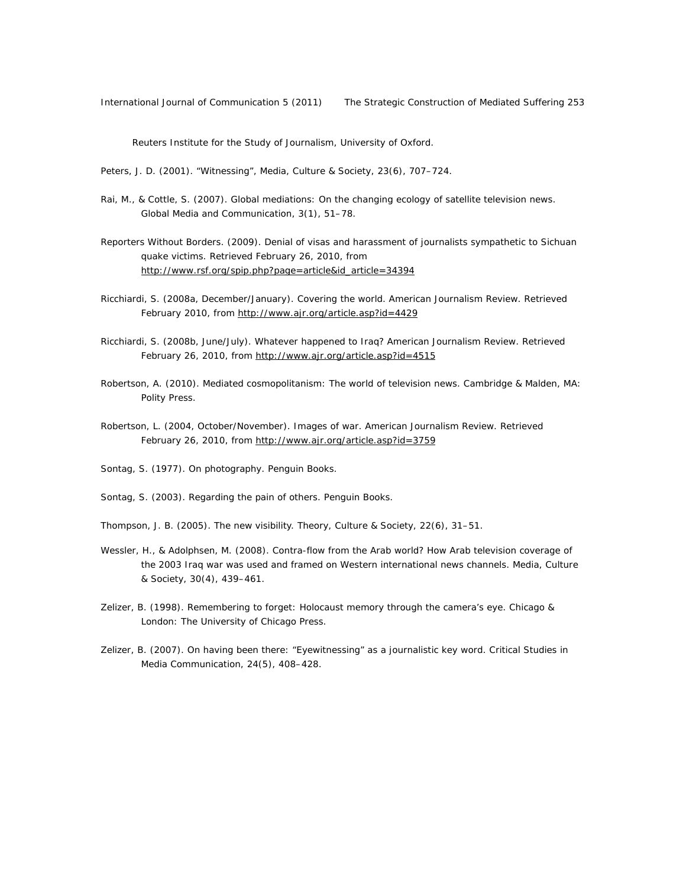Reuters Institute for the Study of Journalism, University of Oxford.

Peters, J. D. (2001). "Witnessing", Media, Culture & Society, 23(6), 707–724.

Rai, M., & Cottle, S. (2007). Global mediations: On the changing ecology of satellite television news. Global Media and Communication, 3(1), 51–78.

Reporters Without Borders. (2009). Denial of visas and harassment of journalists sympathetic to Sichuan quake victims. Retrieved February 26, 2010, from http://www.rsf.org/spip.php?page=article&id_article=34394

Ricchiardi, S. (2008a, December/January). Covering the world. American Journalism Review. Retrieved February 2010, from http://www.ajr.org/article.asp?id=4429

Ricchiardi, S. (2008b, June/July). Whatever happened to Iraq? American Journalism Review. Retrieved February 26, 2010, from http://www.ajr.org/article.asp?id=4515

Robertson, A. (2010). Mediated cosmopolitanism: The world of television news. Cambridge & Malden, MA: Polity Press.

Robertson, L. (2004, October/November). Images of war. American Journalism Review. Retrieved February 26, 2010, from http://www.ajr.org/article.asp?id=3759

Sontag, S. (1977). On photography. Penguin Books.

Sontag, S. (2003). Regarding the pain of others. Penguin Books.

Thompson, J. B. (2005). The new visibility. Theory, Culture & Society, 22(6), 31–51.

Wessler, H., & Adolphsen, M. (2008). Contra-flow from the Arab world? How Arab television coverage of the 2003 Iraq war was used and framed on Western international news channels. Media, Culture & Society, 30(4), 439–461.

Zelizer, B. (1998). Remembering to forget: Holocaust memory through the camera's eye. Chicago & London: The University of Chicago Press.

Zelizer, B. (2007). On having been there: "Eyewitnessing" as a journalistic key word. Critical Studies in Media Communication, 24(5), 408–428.